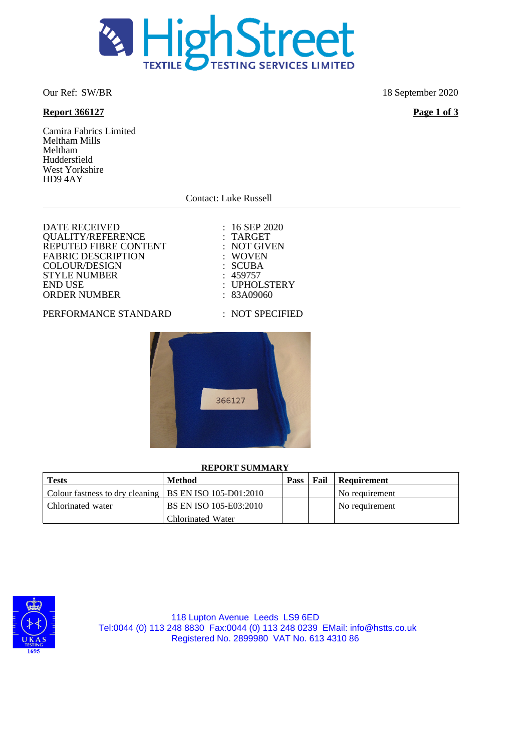Our Ref: SW/BR

18 September 2020

**Report 366127**

Camira Fabrics Limited
Meltham Mills
Meltham
Huddersfield
West Yorkshire
HD9 4AY

Contact: Luke Russell

---

| | |
|---|---|
| DATE RECEIVED | : 16 SEP 2020 |
| QUALITY/REFERENCE | : TARGET |
| REPUTED FIBRE CONTENT | : NOT GIVEN |
| FABRIC DESCRIPTION | : WOVEN |
| COLOUR/DESIGN | : SCUBA |
| STYLE NUMBER | : 459757 |
| END USE | : UPHOLSTERY |
| ORDER NUMBER | : 83A09060 |

PERFORMANCE STANDARD : NOT SPECIFIED

**REPORT SUMMARY**

| Tests | Method | Pass | Fail | Requirement |
|---|---|---|---|---|
| Colour fastness to dry cleaning | BS EN ISO 105-D01:2010 | | | No requirement |
| Chlorinated water | BS EN ISO 105-E03:2010 Chlorinated Water | | | No requirement |

118 Lupton Avenue Leeds LS9 6ED
Tel:0044 (0) 113 248 8830 Fax:0044 (0) 113 248 0239 EMail: info@hstts.co.uk
Registered No. 2899980 VAT No. 613 4310 86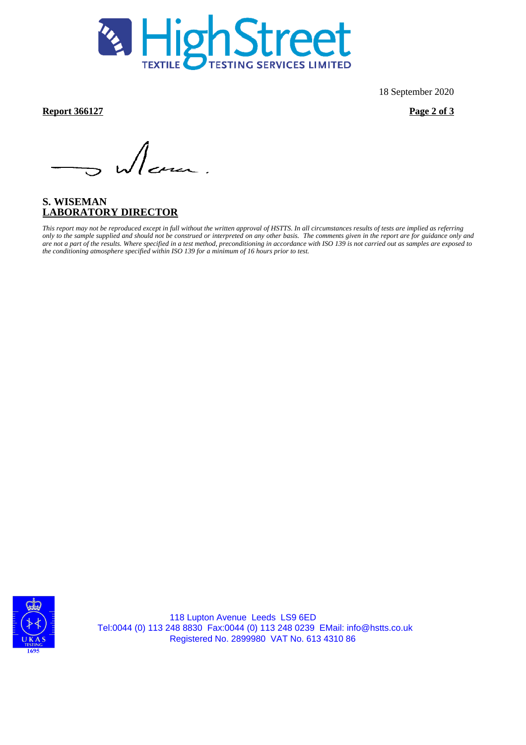18 September 2020

**Report 366127**

**S. WISEMAN**
**LABORATORY DIRECTOR**

*This report may not be reproduced except in full without the written approval of HSTTS. In all circumstances results of tests are implied as referring only to the sample supplied and should not be construed or interpreted on any other basis. The comments given in the report are for guidance only and are not a part of the results. Where specified in a test method, preconditioning in accordance with ISO 139 is not carried out as samples are exposed to the conditioning atmosphere specified within ISO 139 for a minimum of 16 hours prior to test.*

118 Lupton Avenue Leeds LS9 6ED
Tel:0044 (0) 113 248 8830 Fax:0044 (0) 113 248 0239 EMail: info@hstts.co.uk
Registered No. 2899980 VAT No. 613 4310 86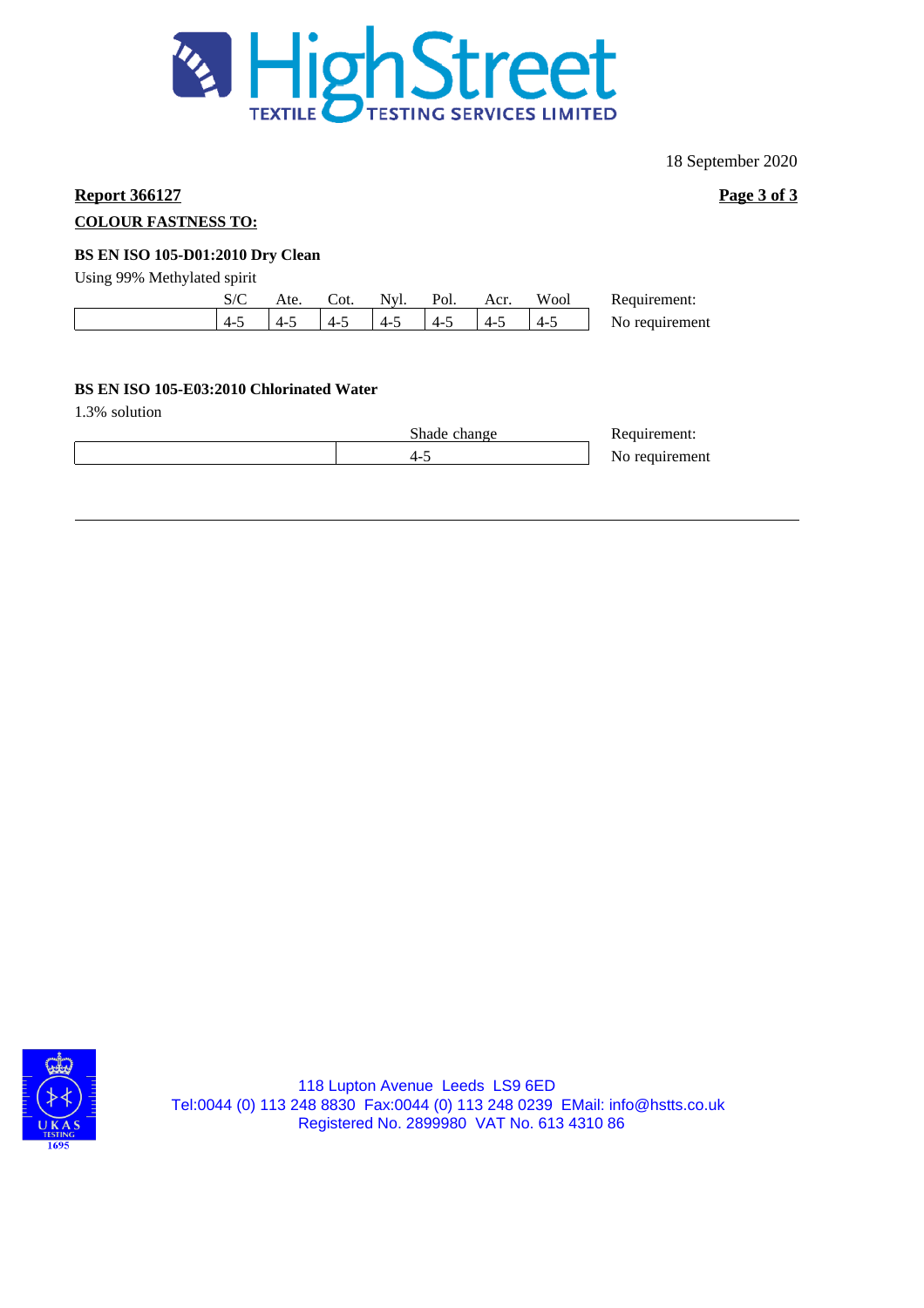18 September 2020

**Report 366127**

**COLOUR FASTNESS TO:**

**BS EN ISO 105-D01:2010 Dry Clean**

Using 99% Methylated spirit

| | S/C | Ate. | Cot. | Nyl. | Pol. | Acr. | Wool | Requirement: |
|---|---|---|---|---|---|---|---|---|
| | 4-5 | 4-5 | 4-5 | 4-5 | 4-5 | 4-5 | 4-5 | No requirement |

**BS EN ISO 105-E03:2010 Chlorinated Water**

1.3% solution

| | Shade change | Requirement: |
|---|---|---|
| | 4-5 | No requirement |

118 Lupton Avenue Leeds LS9 6ED
Tel:0044 (0) 113 248 8830 Fax:0044 (0) 113 248 0239 EMail: info@hstts.co.uk
Registered No. 2899980 VAT No. 613 4310 86